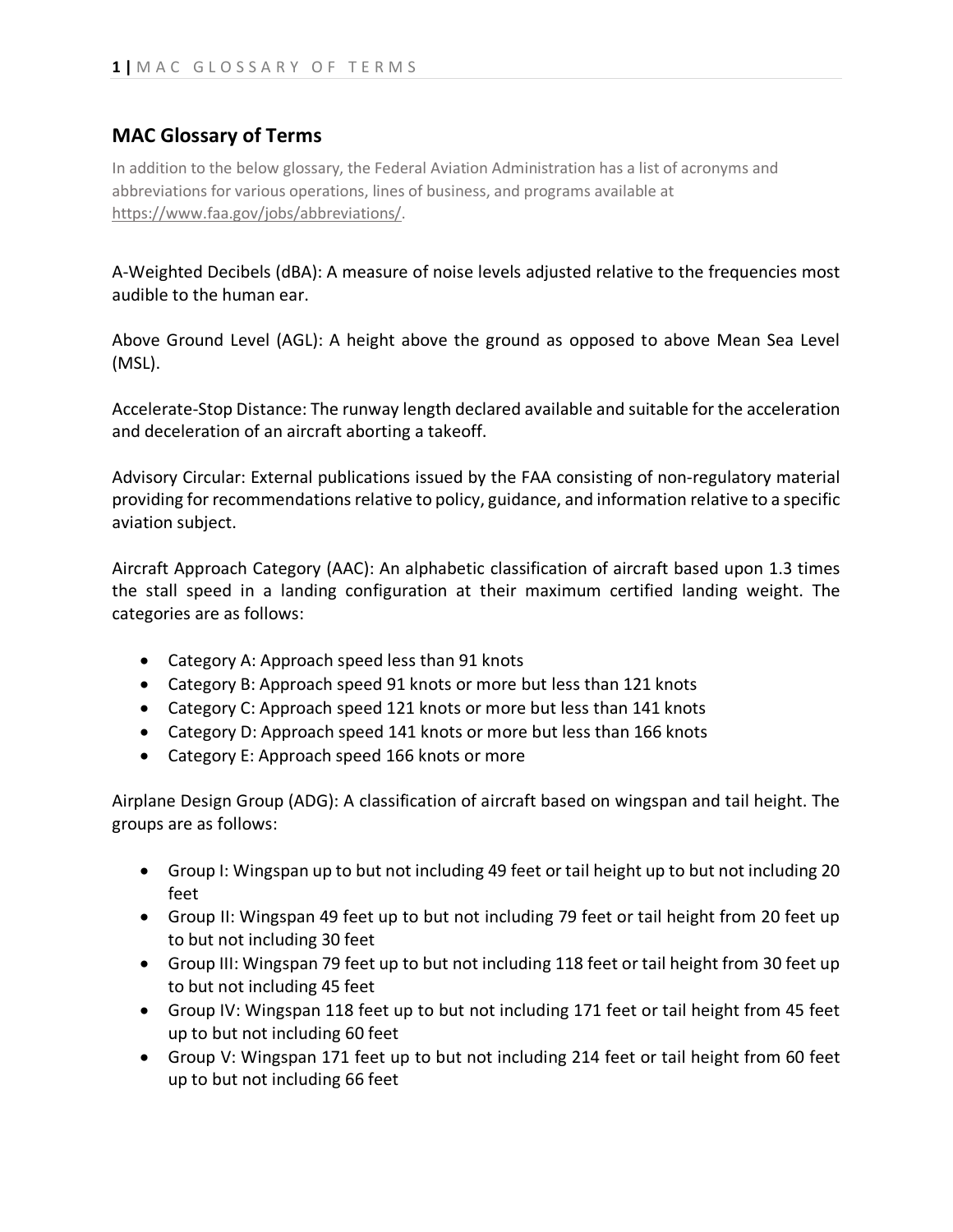## MAC Glossary of Terms

In addition to the below glossary, the Federal Aviation Administration has a list of acronyms and abbreviations for various operations, lines of business, and programs available at https://www.faa.gov/jobs/abbreviations/.

A-Weighted Decibels (dBA): A measure of noise levels adjusted relative to the frequencies most audible to the human ear.

Above Ground Level (AGL): A height above the ground as opposed to above Mean Sea Level (MSL).

Accelerate-Stop Distance: The runway length declared available and suitable for the acceleration and deceleration of an aircraft aborting a takeoff.

Advisory Circular: External publications issued by the FAA consisting of non-regulatory material providing for recommendations relative to policy, guidance, and information relative to a specific aviation subject.

Aircraft Approach Category (AAC): An alphabetic classification of aircraft based upon 1.3 times the stall speed in a landing configuration at their maximum certified landing weight. The categories are as follows:

- Category A: Approach speed less than 91 knots
- Category B: Approach speed 91 knots or more but less than 121 knots
- Category C: Approach speed 121 knots or more but less than 141 knots
- Category D: Approach speed 141 knots or more but less than 166 knots
- Category E: Approach speed 166 knots or more

Airplane Design Group (ADG): A classification of aircraft based on wingspan and tail height. The groups are as follows:

- Group I: Wingspan up to but not including 49 feet or tail height up to but not including 20 feet
- Group II: Wingspan 49 feet up to but not including 79 feet or tail height from 20 feet up to but not including 30 feet
- Group III: Wingspan 79 feet up to but not including 118 feet or tail height from 30 feet up to but not including 45 feet
- Group IV: Wingspan 118 feet up to but not including 171 feet or tail height from 45 feet up to but not including 60 feet
- Group V: Wingspan 171 feet up to but not including 214 feet or tail height from 60 feet up to but not including 66 feet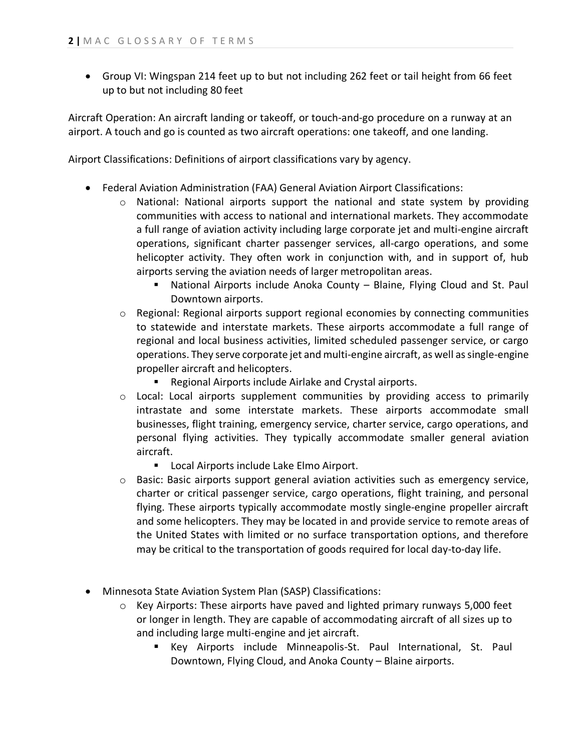- Group VI: Wingspan 214 feet up to but not including 262 feet or tail height from 66 feet up to but not including 80 feet

Aircraft Operation: An aircraft landing or takeoff, or touch-and-go procedure on a runway at an airport. A touch and go is counted as two aircraft operations: one takeoff, and one landing.

Airport Classifications: Definitions of airport classifications vary by agency.

- Federal Aviation Administration (FAA) General Aviation Airport Classifications:
  - National: National airports support the national and state system by providing communities with access to national and international markets. They accommodate a full range of aviation activity including large corporate jet and multi-engine aircraft operations, significant charter passenger services, all-cargo operations, and some helicopter activity. They often work in conjunction with, and in support of, hub airports serving the aviation needs of larger metropolitan areas.
    - National Airports include Anoka County – Blaine, Flying Cloud and St. Paul Downtown airports.
  - Regional: Regional airports support regional economies by connecting communities to statewide and interstate markets. These airports accommodate a full range of regional and local business activities, limited scheduled passenger service, or cargo operations. They serve corporate jet and multi-engine aircraft, as well as single-engine propeller aircraft and helicopters.
    - Regional Airports include Airlake and Crystal airports.
  - Local: Local airports supplement communities by providing access to primarily intrastate and some interstate markets. These airports accommodate small businesses, flight training, emergency service, charter service, cargo operations, and personal flying activities. They typically accommodate smaller general aviation aircraft.
    - Local Airports include Lake Elmo Airport.
  - Basic: Basic airports support general aviation activities such as emergency service, charter or critical passenger service, cargo operations, flight training, and personal flying. These airports typically accommodate mostly single-engine propeller aircraft and some helicopters. They may be located in and provide service to remote areas of the United States with limited or no surface transportation options, and therefore may be critical to the transportation of goods required for local day-to-day life.

- Minnesota State Aviation System Plan (SASP) Classifications:
  - Key Airports: These airports have paved and lighted primary runways 5,000 feet or longer in length. They are capable of accommodating aircraft of all sizes up to and including large multi-engine and jet aircraft.
    - Key Airports include Minneapolis-St. Paul International, St. Paul Downtown, Flying Cloud, and Anoka County – Blaine airports.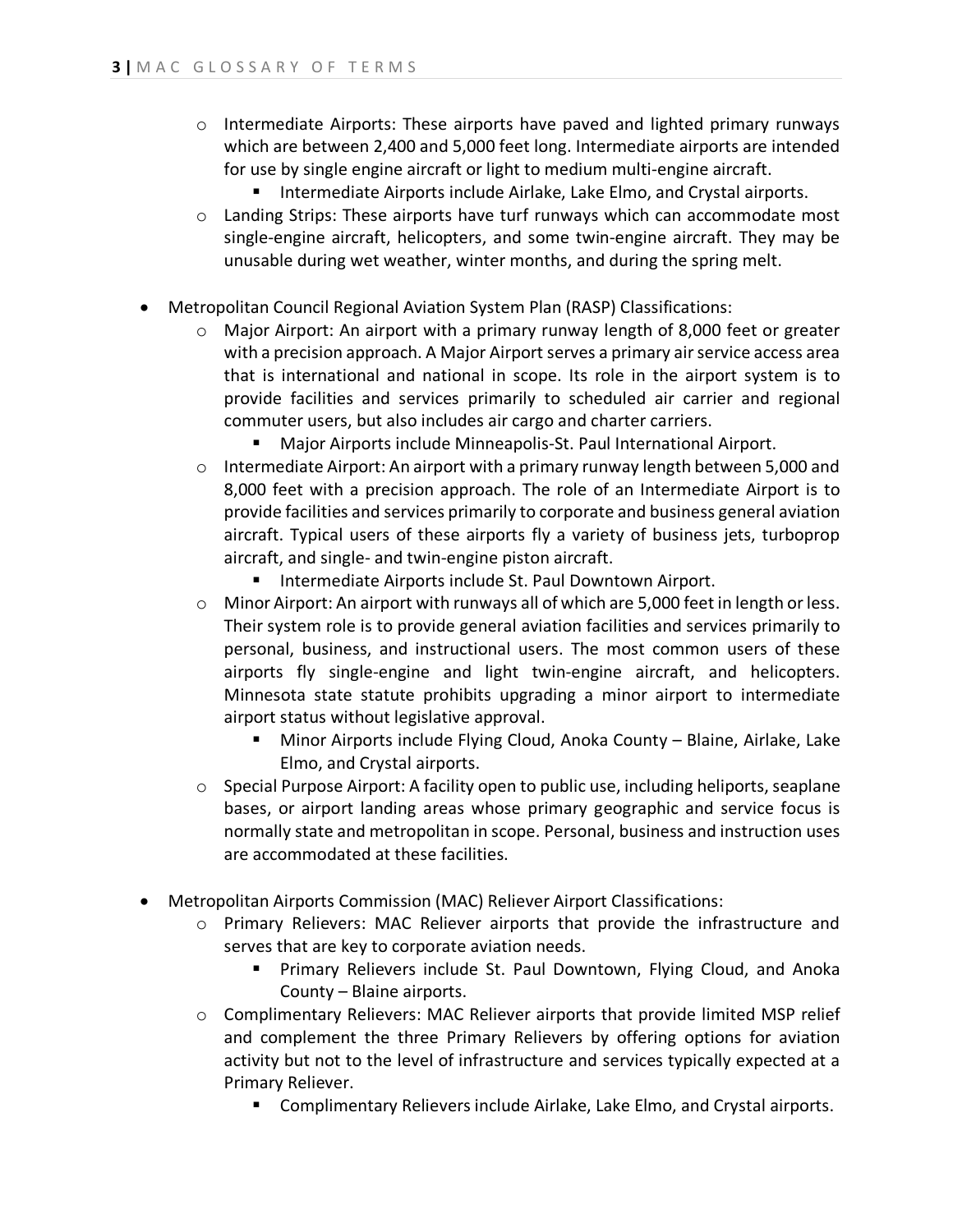- Intermediate Airports: These airports have paved and lighted primary runways which are between 2,400 and 5,000 feet long. Intermediate airports are intended for use by single engine aircraft or light to medium multi-engine aircraft.
    - Intermediate Airports include Airlake, Lake Elmo, and Crystal airports.
  - Landing Strips: These airports have turf runways which can accommodate most single-engine aircraft, helicopters, and some twin-engine aircraft. They may be unusable during wet weather, winter months, and during the spring melt.

- Metropolitan Council Regional Aviation System Plan (RASP) Classifications:
  - Major Airport: An airport with a primary runway length of 8,000 feet or greater with a precision approach. A Major Airport serves a primary air service access area that is international and national in scope. Its role in the airport system is to provide facilities and services primarily to scheduled air carrier and regional commuter users, but also includes air cargo and charter carriers.
    - Major Airports include Minneapolis-St. Paul International Airport.
  - Intermediate Airport: An airport with a primary runway length between 5,000 and 8,000 feet with a precision approach. The role of an Intermediate Airport is to provide facilities and services primarily to corporate and business general aviation aircraft. Typical users of these airports fly a variety of business jets, turboprop aircraft, and single- and twin-engine piston aircraft.
    - Intermediate Airports include St. Paul Downtown Airport.
  - Minor Airport: An airport with runways all of which are 5,000 feet in length or less. Their system role is to provide general aviation facilities and services primarily to personal, business, and instructional users. The most common users of these airports fly single-engine and light twin-engine aircraft, and helicopters. Minnesota state statute prohibits upgrading a minor airport to intermediate airport status without legislative approval.
    - Minor Airports include Flying Cloud, Anoka County – Blaine, Airlake, Lake Elmo, and Crystal airports.
  - Special Purpose Airport: A facility open to public use, including heliports, seaplane bases, or airport landing areas whose primary geographic and service focus is normally state and metropolitan in scope. Personal, business and instruction uses are accommodated at these facilities.

- Metropolitan Airports Commission (MAC) Reliever Airport Classifications:
  - Primary Relievers: MAC Reliever airports that provide the infrastructure and serves that are key to corporate aviation needs.
    - Primary Relievers include St. Paul Downtown, Flying Cloud, and Anoka County – Blaine airports.
  - Complimentary Relievers: MAC Reliever airports that provide limited MSP relief and complement the three Primary Relievers by offering options for aviation activity but not to the level of infrastructure and services typically expected at a Primary Reliever.
    - Complimentary Relievers include Airlake, Lake Elmo, and Crystal airports.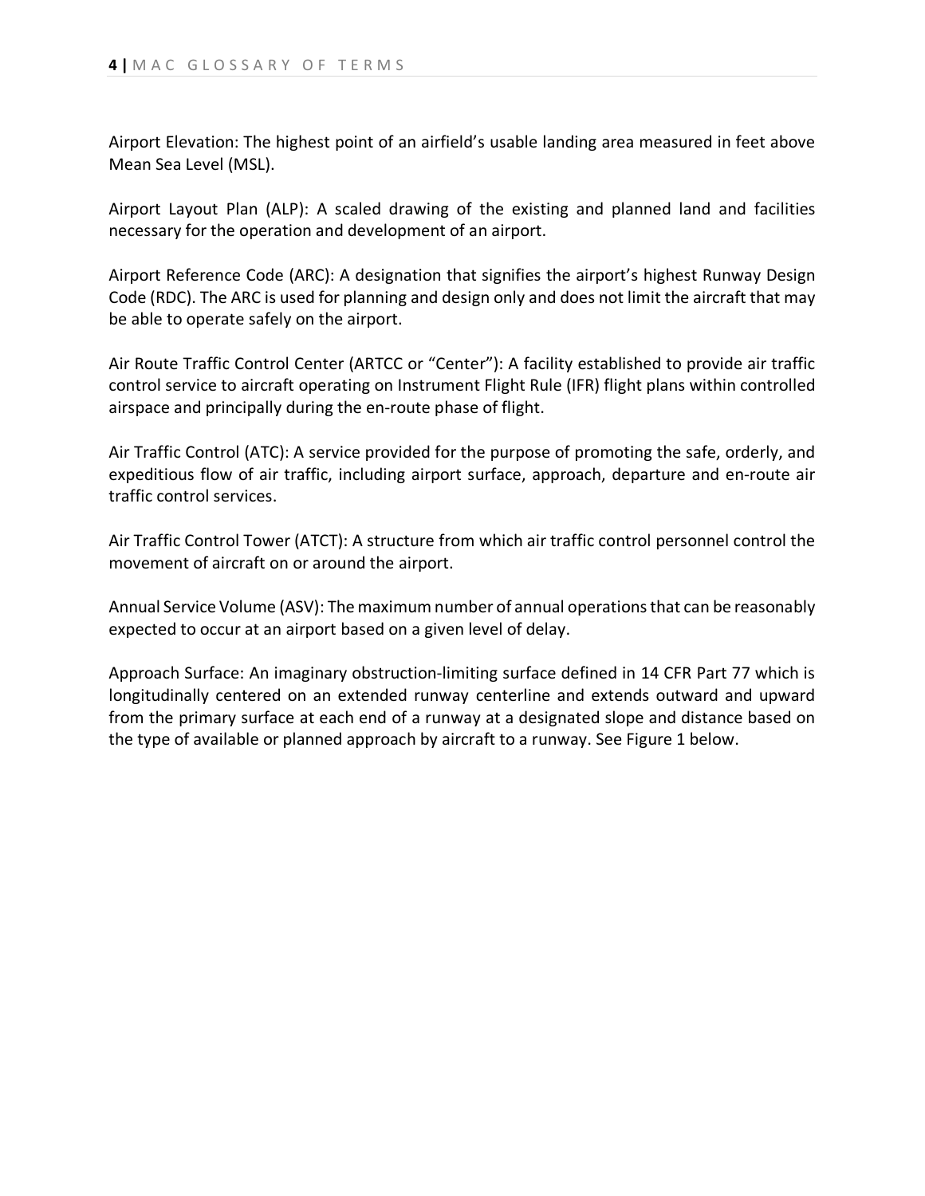Airport Elevation: The highest point of an airfield's usable landing area measured in feet above Mean Sea Level (MSL).

Airport Layout Plan (ALP): A scaled drawing of the existing and planned land and facilities necessary for the operation and development of an airport.

Airport Reference Code (ARC): A designation that signifies the airport's highest Runway Design Code (RDC). The ARC is used for planning and design only and does not limit the aircraft that may be able to operate safely on the airport.

Air Route Traffic Control Center (ARTCC or "Center"): A facility established to provide air traffic control service to aircraft operating on Instrument Flight Rule (IFR) flight plans within controlled airspace and principally during the en-route phase of flight.

Air Traffic Control (ATC): A service provided for the purpose of promoting the safe, orderly, and expeditious flow of air traffic, including airport surface, approach, departure and en-route air traffic control services.

Air Traffic Control Tower (ATCT): A structure from which air traffic control personnel control the movement of aircraft on or around the airport.

Annual Service Volume (ASV): The maximum number of annual operations that can be reasonably expected to occur at an airport based on a given level of delay.

Approach Surface: An imaginary obstruction-limiting surface defined in 14 CFR Part 77 which is longitudinally centered on an extended runway centerline and extends outward and upward from the primary surface at each end of a runway at a designated slope and distance based on the type of available or planned approach by aircraft to a runway. See Figure 1 below.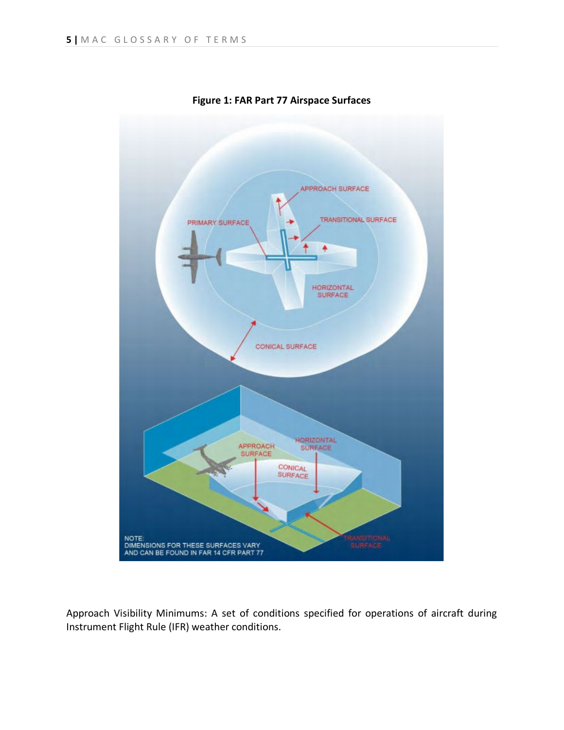**Figure 1: FAR Part 77 Airspace Surfaces**

Approach Visibility Minimums: A set of conditions specified for operations of aircraft during Instrument Flight Rule (IFR) weather conditions.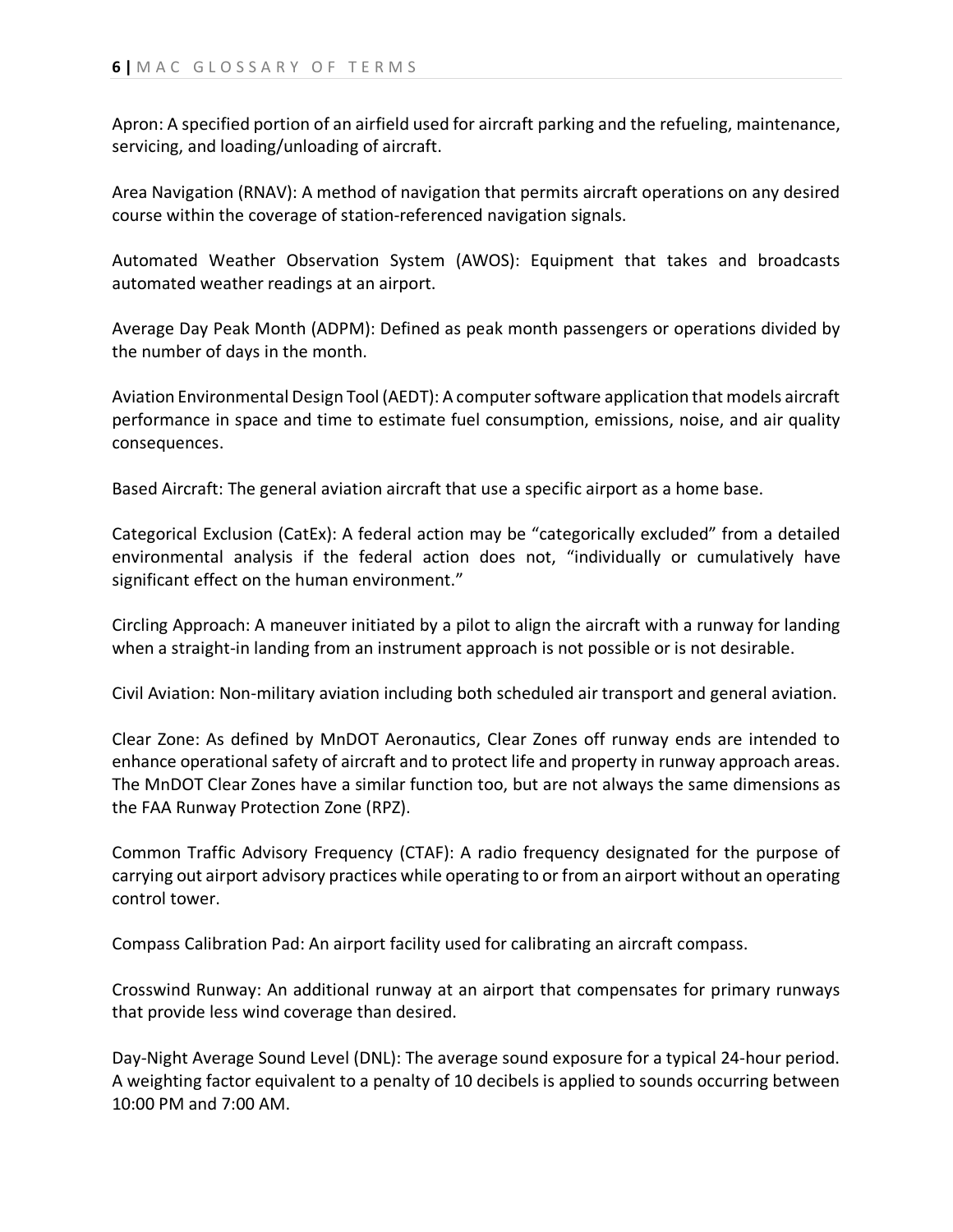Apron: A specified portion of an airfield used for aircraft parking and the refueling, maintenance, servicing, and loading/unloading of aircraft.

Area Navigation (RNAV): A method of navigation that permits aircraft operations on any desired course within the coverage of station-referenced navigation signals.

Automated Weather Observation System (AWOS): Equipment that takes and broadcasts automated weather readings at an airport.

Average Day Peak Month (ADPM): Defined as peak month passengers or operations divided by the number of days in the month.

Aviation Environmental Design Tool (AEDT): A computer software application that models aircraft performance in space and time to estimate fuel consumption, emissions, noise, and air quality consequences.

Based Aircraft: The general aviation aircraft that use a specific airport as a home base.

Categorical Exclusion (CatEx): A federal action may be "categorically excluded" from a detailed environmental analysis if the federal action does not, "individually or cumulatively have significant effect on the human environment."

Circling Approach: A maneuver initiated by a pilot to align the aircraft with a runway for landing when a straight-in landing from an instrument approach is not possible or is not desirable.

Civil Aviation: Non-military aviation including both scheduled air transport and general aviation.

Clear Zone: As defined by MnDOT Aeronautics, Clear Zones off runway ends are intended to enhance operational safety of aircraft and to protect life and property in runway approach areas. The MnDOT Clear Zones have a similar function too, but are not always the same dimensions as the FAA Runway Protection Zone (RPZ).

Common Traffic Advisory Frequency (CTAF): A radio frequency designated for the purpose of carrying out airport advisory practices while operating to or from an airport without an operating control tower.

Compass Calibration Pad: An airport facility used for calibrating an aircraft compass.

Crosswind Runway: An additional runway at an airport that compensates for primary runways that provide less wind coverage than desired.

Day-Night Average Sound Level (DNL): The average sound exposure for a typical 24-hour period. A weighting factor equivalent to a penalty of 10 decibels is applied to sounds occurring between 10:00 PM and 7:00 AM.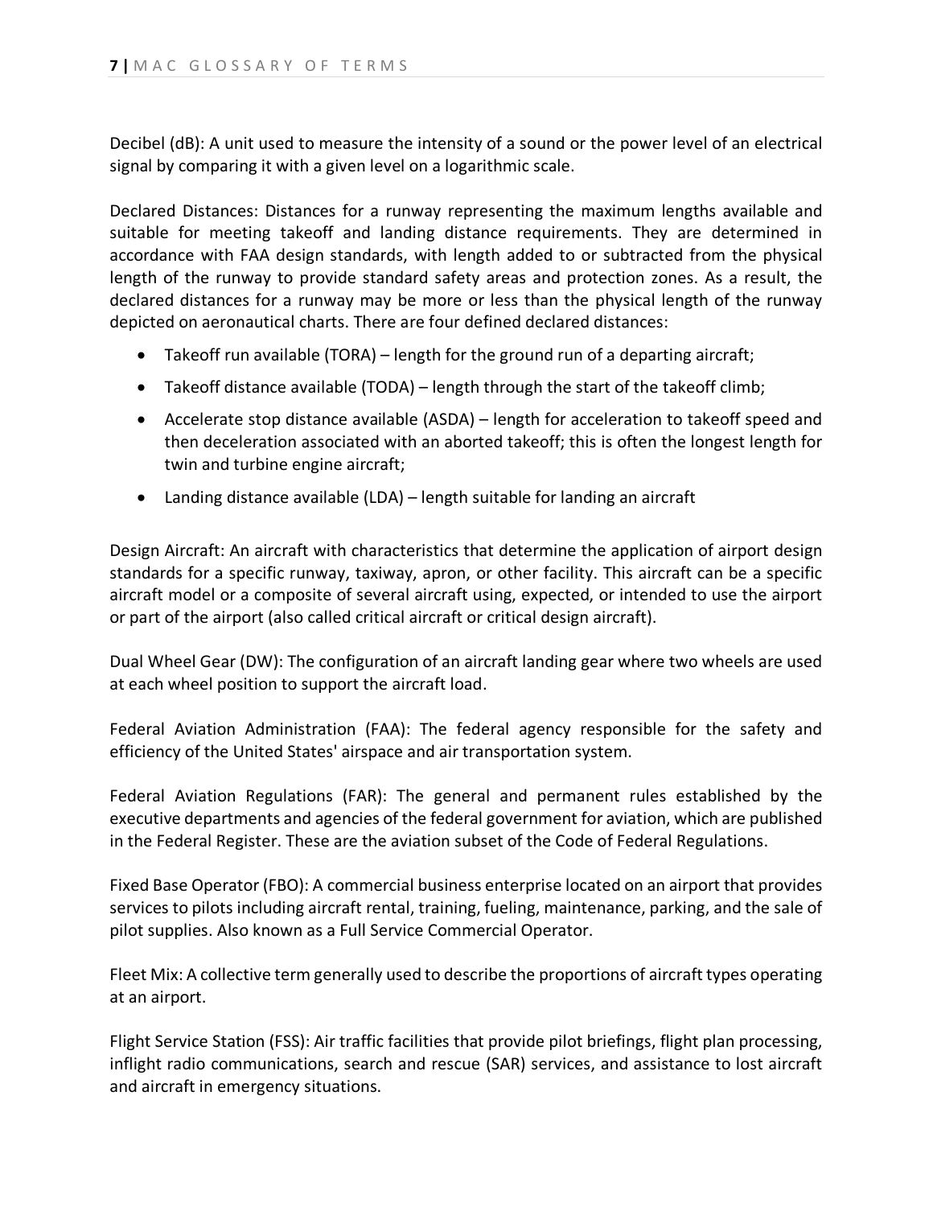Decibel (dB): A unit used to measure the intensity of a sound or the power level of an electrical signal by comparing it with a given level on a logarithmic scale.

Declared Distances: Distances for a runway representing the maximum lengths available and suitable for meeting takeoff and landing distance requirements. They are determined in accordance with FAA design standards, with length added to or subtracted from the physical length of the runway to provide standard safety areas and protection zones. As a result, the declared distances for a runway may be more or less than the physical length of the runway depicted on aeronautical charts. There are four defined declared distances:

- Takeoff run available (TORA) – length for the ground run of a departing aircraft;
- Takeoff distance available (TODA) – length through the start of the takeoff climb;
- Accelerate stop distance available (ASDA) – length for acceleration to takeoff speed and then deceleration associated with an aborted takeoff; this is often the longest length for twin and turbine engine aircraft;
- Landing distance available (LDA) – length suitable for landing an aircraft

Design Aircraft: An aircraft with characteristics that determine the application of airport design standards for a specific runway, taxiway, apron, or other facility. This aircraft can be a specific aircraft model or a composite of several aircraft using, expected, or intended to use the airport or part of the airport (also called critical aircraft or critical design aircraft).

Dual Wheel Gear (DW): The configuration of an aircraft landing gear where two wheels are used at each wheel position to support the aircraft load.

Federal Aviation Administration (FAA): The federal agency responsible for the safety and efficiency of the United States' airspace and air transportation system.

Federal Aviation Regulations (FAR): The general and permanent rules established by the executive departments and agencies of the federal government for aviation, which are published in the Federal Register. These are the aviation subset of the Code of Federal Regulations.

Fixed Base Operator (FBO): A commercial business enterprise located on an airport that provides services to pilots including aircraft rental, training, fueling, maintenance, parking, and the sale of pilot supplies. Also known as a Full Service Commercial Operator.

Fleet Mix: A collective term generally used to describe the proportions of aircraft types operating at an airport.

Flight Service Station (FSS): Air traffic facilities that provide pilot briefings, flight plan processing, inflight radio communications, search and rescue (SAR) services, and assistance to lost aircraft and aircraft in emergency situations.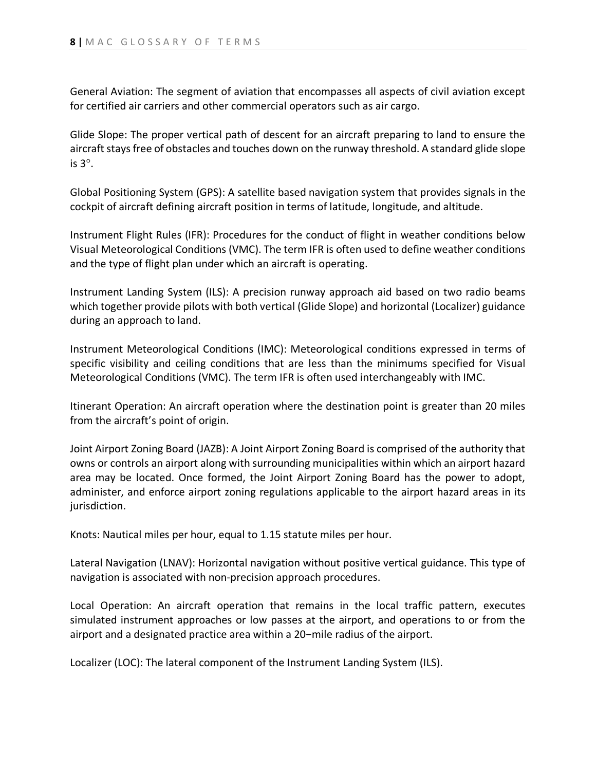General Aviation: The segment of aviation that encompasses all aspects of civil aviation except for certified air carriers and other commercial operators such as air cargo.

Glide Slope: The proper vertical path of descent for an aircraft preparing to land to ensure the aircraft stays free of obstacles and touches down on the runway threshold. A standard glide slope is $3^{\circ}$.

Global Positioning System (GPS): A satellite based navigation system that provides signals in the cockpit of aircraft defining aircraft position in terms of latitude, longitude, and altitude.

Instrument Flight Rules (IFR): Procedures for the conduct of flight in weather conditions below Visual Meteorological Conditions (VMC). The term IFR is often used to define weather conditions and the type of flight plan under which an aircraft is operating.

Instrument Landing System (ILS): A precision runway approach aid based on two radio beams which together provide pilots with both vertical (Glide Slope) and horizontal (Localizer) guidance during an approach to land.

Instrument Meteorological Conditions (IMC): Meteorological conditions expressed in terms of specific visibility and ceiling conditions that are less than the minimums specified for Visual Meteorological Conditions (VMC). The term IFR is often used interchangeably with IMC.

Itinerant Operation: An aircraft operation where the destination point is greater than 20 miles from the aircraft's point of origin.

Joint Airport Zoning Board (JAZB): A Joint Airport Zoning Board is comprised of the authority that owns or controls an airport along with surrounding municipalities within which an airport hazard area may be located. Once formed, the Joint Airport Zoning Board has the power to adopt, administer, and enforce airport zoning regulations applicable to the airport hazard areas in its jurisdiction.

Knots: Nautical miles per hour, equal to 1.15 statute miles per hour.

Lateral Navigation (LNAV): Horizontal navigation without positive vertical guidance. This type of navigation is associated with non-precision approach procedures.

Local Operation: An aircraft operation that remains in the local traffic pattern, executes simulated instrument approaches or low passes at the airport, and operations to or from the airport and a designated practice area within a 20−mile radius of the airport.

Localizer (LOC): The lateral component of the Instrument Landing System (ILS).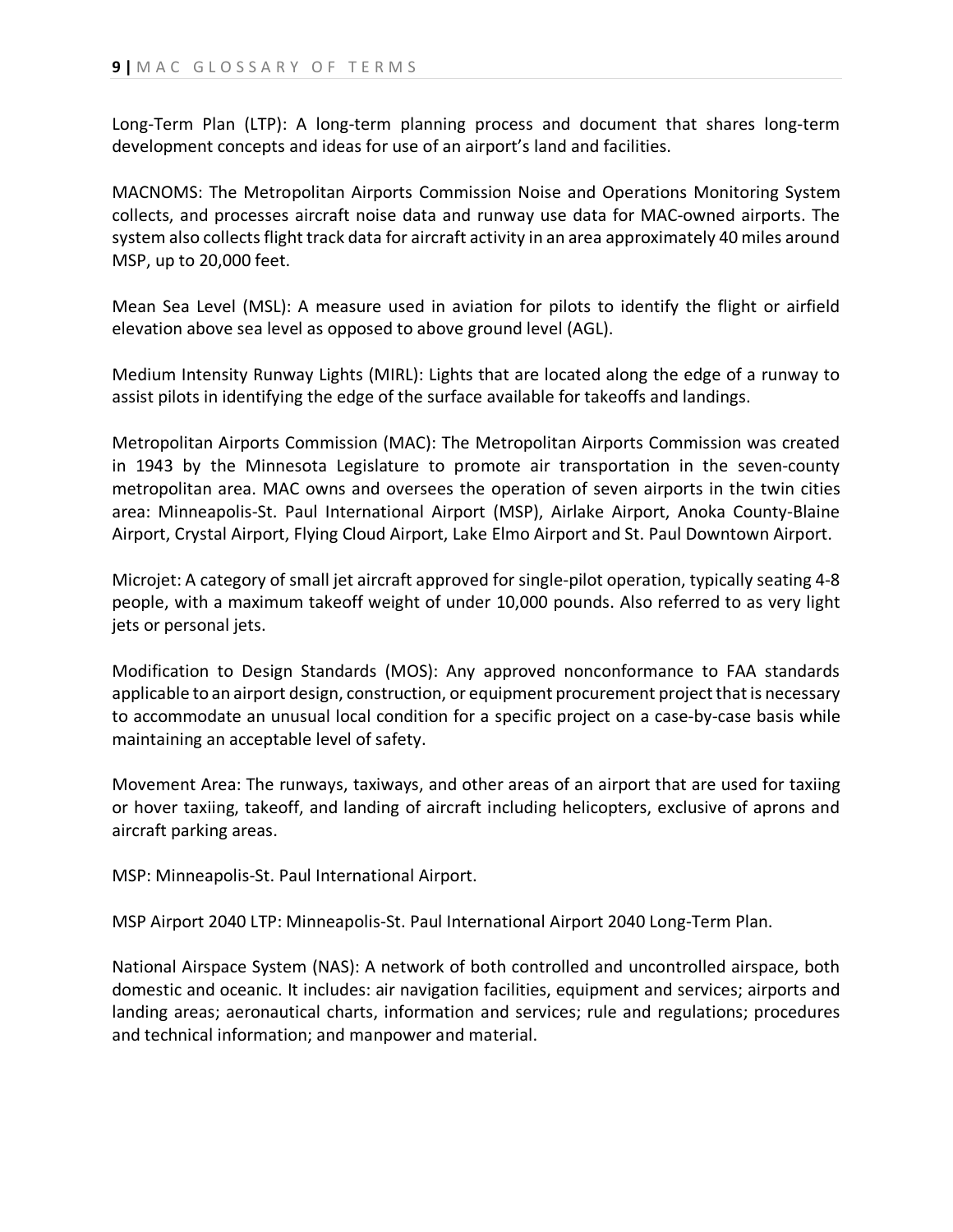Long-Term Plan (LTP): A long-term planning process and document that shares long-term development concepts and ideas for use of an airport's land and facilities.

MACNOMS: The Metropolitan Airports Commission Noise and Operations Monitoring System collects, and processes aircraft noise data and runway use data for MAC-owned airports. The system also collects flight track data for aircraft activity in an area approximately 40 miles around MSP, up to 20,000 feet.

Mean Sea Level (MSL): A measure used in aviation for pilots to identify the flight or airfield elevation above sea level as opposed to above ground level (AGL).

Medium Intensity Runway Lights (MIRL): Lights that are located along the edge of a runway to assist pilots in identifying the edge of the surface available for takeoffs and landings.

Metropolitan Airports Commission (MAC): The Metropolitan Airports Commission was created in 1943 by the Minnesota Legislature to promote air transportation in the seven-county metropolitan area. MAC owns and oversees the operation of seven airports in the twin cities area: Minneapolis-St. Paul International Airport (MSP), Airlake Airport, Anoka County-Blaine Airport, Crystal Airport, Flying Cloud Airport, Lake Elmo Airport and St. Paul Downtown Airport.

Microjet: A category of small jet aircraft approved for single-pilot operation, typically seating 4-8 people, with a maximum takeoff weight of under 10,000 pounds. Also referred to as very light jets or personal jets.

Modification to Design Standards (MOS): Any approved nonconformance to FAA standards applicable to an airport design, construction, or equipment procurement project that is necessary to accommodate an unusual local condition for a specific project on a case-by-case basis while maintaining an acceptable level of safety.

Movement Area: The runways, taxiways, and other areas of an airport that are used for taxiing or hover taxiing, takeoff, and landing of aircraft including helicopters, exclusive of aprons and aircraft parking areas.

MSP: Minneapolis-St. Paul International Airport.

MSP Airport 2040 LTP: Minneapolis-St. Paul International Airport 2040 Long-Term Plan.

National Airspace System (NAS): A network of both controlled and uncontrolled airspace, both domestic and oceanic. It includes: air navigation facilities, equipment and services; airports and landing areas; aeronautical charts, information and services; rule and regulations; procedures and technical information; and manpower and material.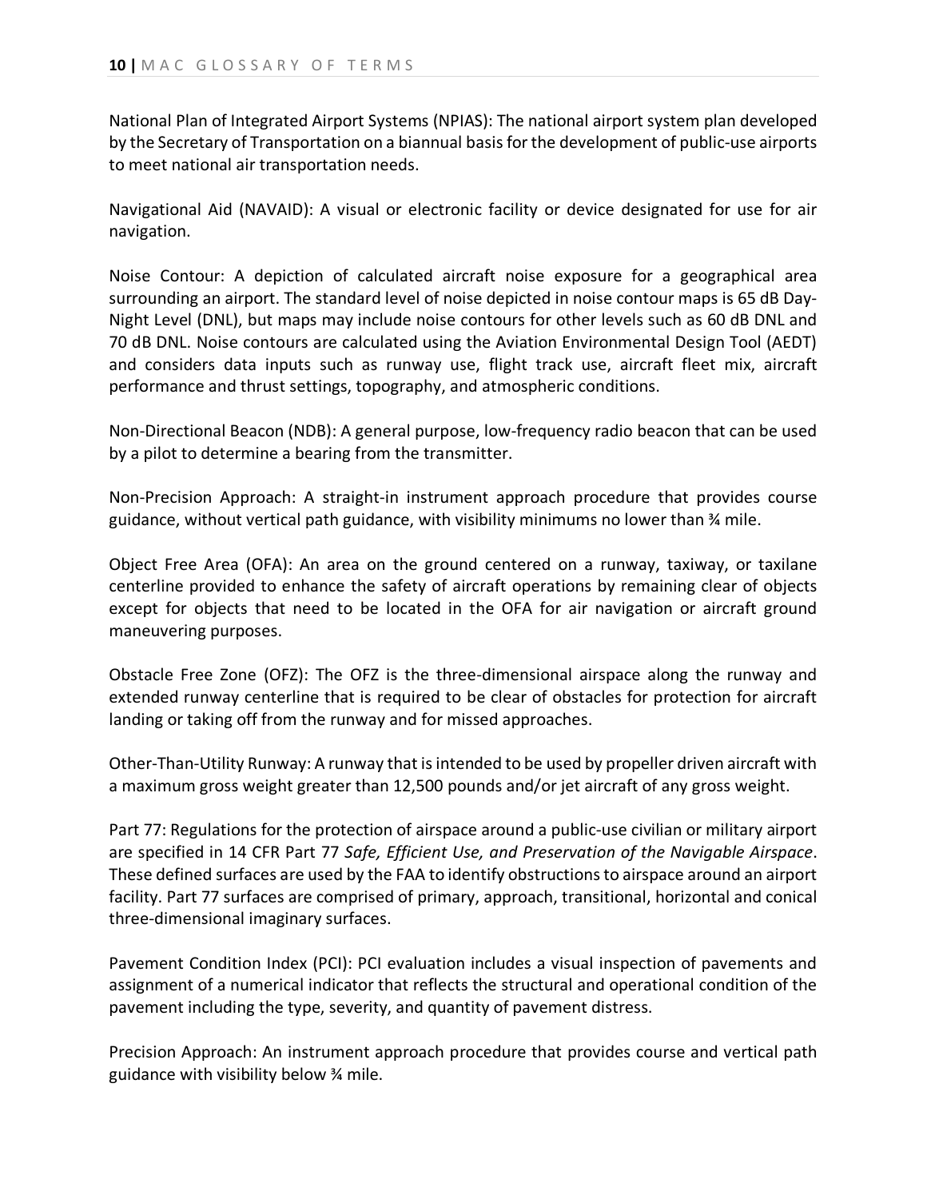National Plan of Integrated Airport Systems (NPIAS): The national airport system plan developed by the Secretary of Transportation on a biannual basis for the development of public-use airports to meet national air transportation needs.

Navigational Aid (NAVAID): A visual or electronic facility or device designated for use for air navigation.

Noise Contour: A depiction of calculated aircraft noise exposure for a geographical area surrounding an airport. The standard level of noise depicted in noise contour maps is 65 dB Day-Night Level (DNL), but maps may include noise contours for other levels such as 60 dB DNL and 70 dB DNL. Noise contours are calculated using the Aviation Environmental Design Tool (AEDT) and considers data inputs such as runway use, flight track use, aircraft fleet mix, aircraft performance and thrust settings, topography, and atmospheric conditions.

Non-Directional Beacon (NDB): A general purpose, low-frequency radio beacon that can be used by a pilot to determine a bearing from the transmitter.

Non-Precision Approach: A straight-in instrument approach procedure that provides course guidance, without vertical path guidance, with visibility minimums no lower than ¾ mile.

Object Free Area (OFA): An area on the ground centered on a runway, taxiway, or taxilane centerline provided to enhance the safety of aircraft operations by remaining clear of objects except for objects that need to be located in the OFA for air navigation or aircraft ground maneuvering purposes.

Obstacle Free Zone (OFZ): The OFZ is the three-dimensional airspace along the runway and extended runway centerline that is required to be clear of obstacles for protection for aircraft landing or taking off from the runway and for missed approaches.

Other-Than-Utility Runway: A runway that is intended to be used by propeller driven aircraft with a maximum gross weight greater than 12,500 pounds and/or jet aircraft of any gross weight.

Part 77: Regulations for the protection of airspace around a public-use civilian or military airport are specified in 14 CFR Part 77 *Safe, Efficient Use, and Preservation of the Navigable Airspace*. These defined surfaces are used by the FAA to identify obstructions to airspace around an airport facility. Part 77 surfaces are comprised of primary, approach, transitional, horizontal and conical three-dimensional imaginary surfaces.

Pavement Condition Index (PCI): PCI evaluation includes a visual inspection of pavements and assignment of a numerical indicator that reflects the structural and operational condition of the pavement including the type, severity, and quantity of pavement distress.

Precision Approach: An instrument approach procedure that provides course and vertical path guidance with visibility below ¾ mile.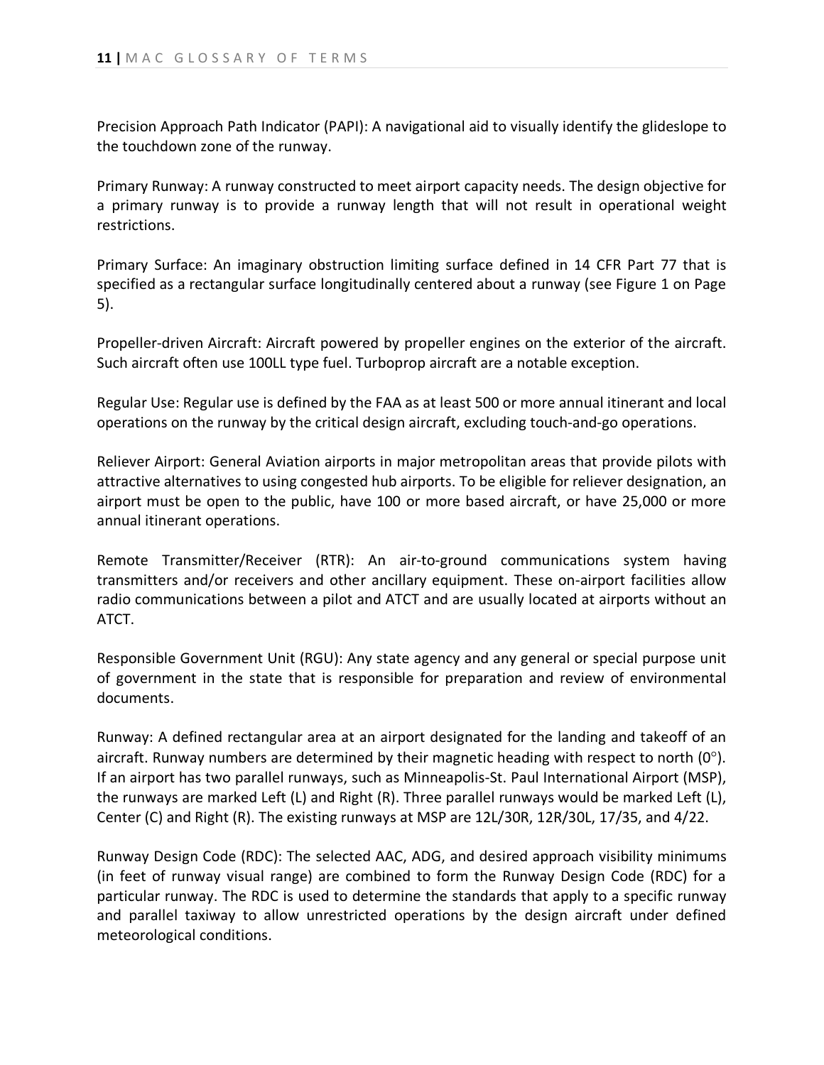Precision Approach Path Indicator (PAPI): A navigational aid to visually identify the glideslope to the touchdown zone of the runway.

Primary Runway: A runway constructed to meet airport capacity needs. The design objective for a primary runway is to provide a runway length that will not result in operational weight restrictions.

Primary Surface: An imaginary obstruction limiting surface defined in 14 CFR Part 77 that is specified as a rectangular surface longitudinally centered about a runway (see Figure 1 on Page 5).

Propeller-driven Aircraft: Aircraft powered by propeller engines on the exterior of the aircraft. Such aircraft often use 100LL type fuel. Turboprop aircraft are a notable exception.

Regular Use: Regular use is defined by the FAA as at least 500 or more annual itinerant and local operations on the runway by the critical design aircraft, excluding touch-and-go operations.

Reliever Airport: General Aviation airports in major metropolitan areas that provide pilots with attractive alternatives to using congested hub airports. To be eligible for reliever designation, an airport must be open to the public, have 100 or more based aircraft, or have 25,000 or more annual itinerant operations.

Remote Transmitter/Receiver (RTR): An air-to-ground communications system having transmitters and/or receivers and other ancillary equipment. These on-airport facilities allow radio communications between a pilot and ATCT and are usually located at airports without an ATCT.

Responsible Government Unit (RGU): Any state agency and any general or special purpose unit of government in the state that is responsible for preparation and review of environmental documents.

Runway: A defined rectangular area at an airport designated for the landing and takeoff of an aircraft. Runway numbers are determined by their magnetic heading with respect to north (0°). If an airport has two parallel runways, such as Minneapolis-St. Paul International Airport (MSP), the runways are marked Left (L) and Right (R). Three parallel runways would be marked Left (L), Center (C) and Right (R). The existing runways at MSP are 12L/30R, 12R/30L, 17/35, and 4/22.

Runway Design Code (RDC): The selected AAC, ADG, and desired approach visibility minimums (in feet of runway visual range) are combined to form the Runway Design Code (RDC) for a particular runway. The RDC is used to determine the standards that apply to a specific runway and parallel taxiway to allow unrestricted operations by the design aircraft under defined meteorological conditions.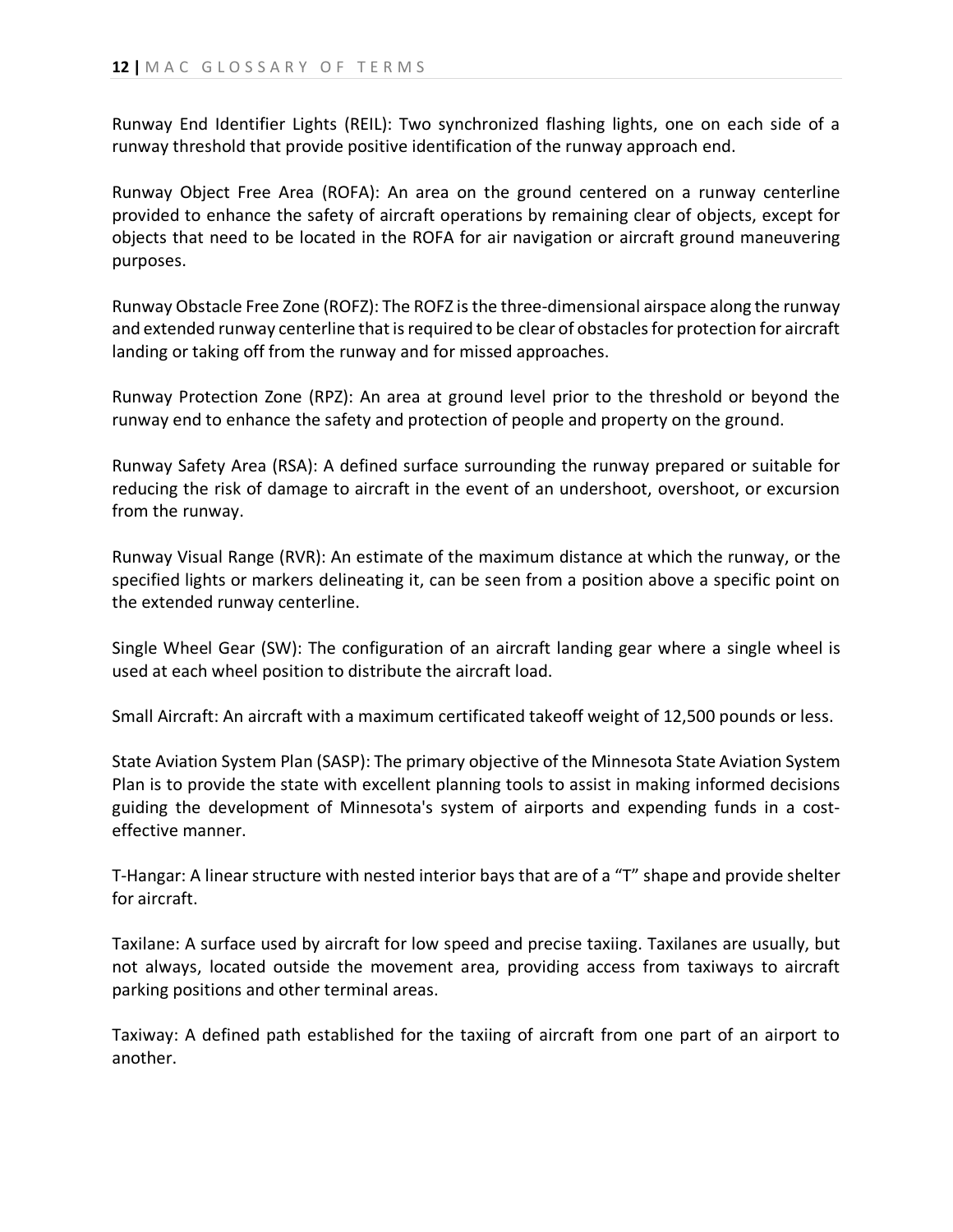Runway End Identifier Lights (REIL): Two synchronized flashing lights, one on each side of a runway threshold that provide positive identification of the runway approach end.

Runway Object Free Area (ROFA): An area on the ground centered on a runway centerline provided to enhance the safety of aircraft operations by remaining clear of objects, except for objects that need to be located in the ROFA for air navigation or aircraft ground maneuvering purposes.

Runway Obstacle Free Zone (ROFZ): The ROFZ is the three-dimensional airspace along the runway and extended runway centerline that is required to be clear of obstacles for protection for aircraft landing or taking off from the runway and for missed approaches.

Runway Protection Zone (RPZ): An area at ground level prior to the threshold or beyond the runway end to enhance the safety and protection of people and property on the ground.

Runway Safety Area (RSA): A defined surface surrounding the runway prepared or suitable for reducing the risk of damage to aircraft in the event of an undershoot, overshoot, or excursion from the runway.

Runway Visual Range (RVR): An estimate of the maximum distance at which the runway, or the specified lights or markers delineating it, can be seen from a position above a specific point on the extended runway centerline.

Single Wheel Gear (SW): The configuration of an aircraft landing gear where a single wheel is used at each wheel position to distribute the aircraft load.

Small Aircraft: An aircraft with a maximum certificated takeoff weight of 12,500 pounds or less.

State Aviation System Plan (SASP): The primary objective of the Minnesota State Aviation System Plan is to provide the state with excellent planning tools to assist in making informed decisions guiding the development of Minnesota's system of airports and expending funds in a cost-effective manner.

T-Hangar: A linear structure with nested interior bays that are of a "T" shape and provide shelter for aircraft.

Taxilane: A surface used by aircraft for low speed and precise taxiing. Taxilanes are usually, but not always, located outside the movement area, providing access from taxiways to aircraft parking positions and other terminal areas.

Taxiway: A defined path established for the taxiing of aircraft from one part of an airport to another.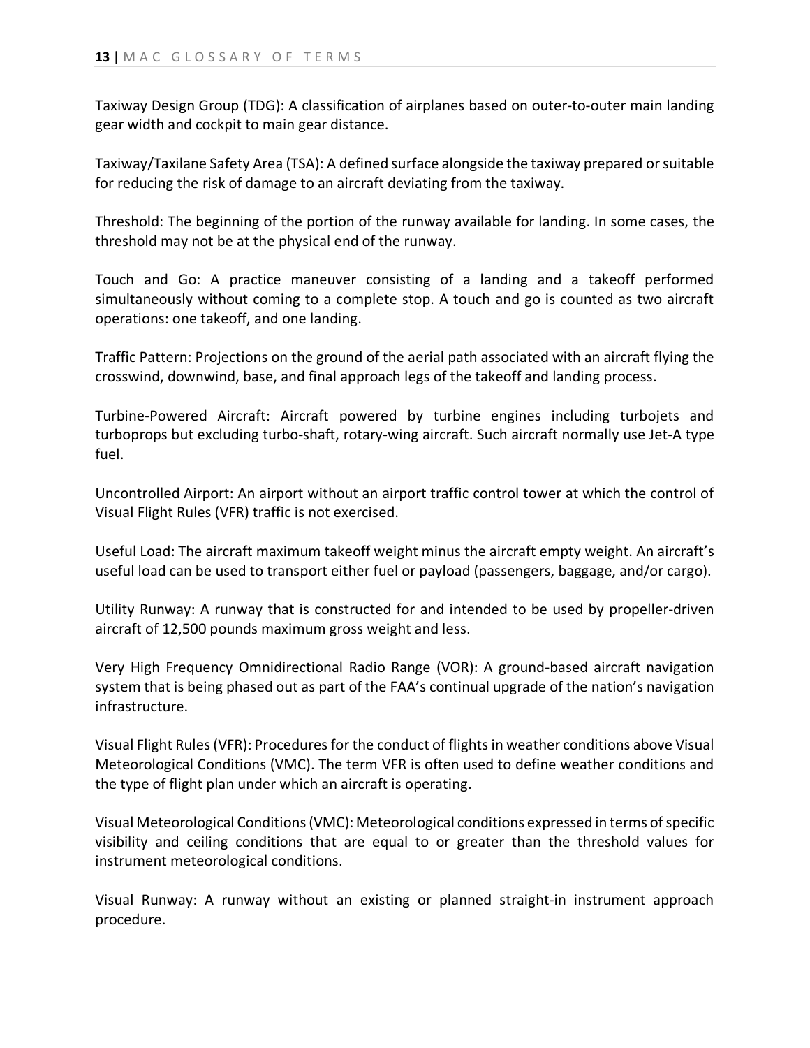Taxiway Design Group (TDG): A classification of airplanes based on outer-to-outer main landing gear width and cockpit to main gear distance.

Taxiway/Taxilane Safety Area (TSA): A defined surface alongside the taxiway prepared or suitable for reducing the risk of damage to an aircraft deviating from the taxiway.

Threshold: The beginning of the portion of the runway available for landing. In some cases, the threshold may not be at the physical end of the runway.

Touch and Go: A practice maneuver consisting of a landing and a takeoff performed simultaneously without coming to a complete stop. A touch and go is counted as two aircraft operations: one takeoff, and one landing.

Traffic Pattern: Projections on the ground of the aerial path associated with an aircraft flying the crosswind, downwind, base, and final approach legs of the takeoff and landing process.

Turbine-Powered Aircraft: Aircraft powered by turbine engines including turbojets and turboprops but excluding turbo-shaft, rotary-wing aircraft. Such aircraft normally use Jet-A type fuel.

Uncontrolled Airport: An airport without an airport traffic control tower at which the control of Visual Flight Rules (VFR) traffic is not exercised.

Useful Load: The aircraft maximum takeoff weight minus the aircraft empty weight. An aircraft's useful load can be used to transport either fuel or payload (passengers, baggage, and/or cargo).

Utility Runway: A runway that is constructed for and intended to be used by propeller-driven aircraft of 12,500 pounds maximum gross weight and less.

Very High Frequency Omnidirectional Radio Range (VOR): A ground-based aircraft navigation system that is being phased out as part of the FAA's continual upgrade of the nation's navigation infrastructure.

Visual Flight Rules (VFR): Procedures for the conduct of flights in weather conditions above Visual Meteorological Conditions (VMC). The term VFR is often used to define weather conditions and the type of flight plan under which an aircraft is operating.

Visual Meteorological Conditions (VMC): Meteorological conditions expressed in terms of specific visibility and ceiling conditions that are equal to or greater than the threshold values for instrument meteorological conditions.

Visual Runway: A runway without an existing or planned straight-in instrument approach procedure.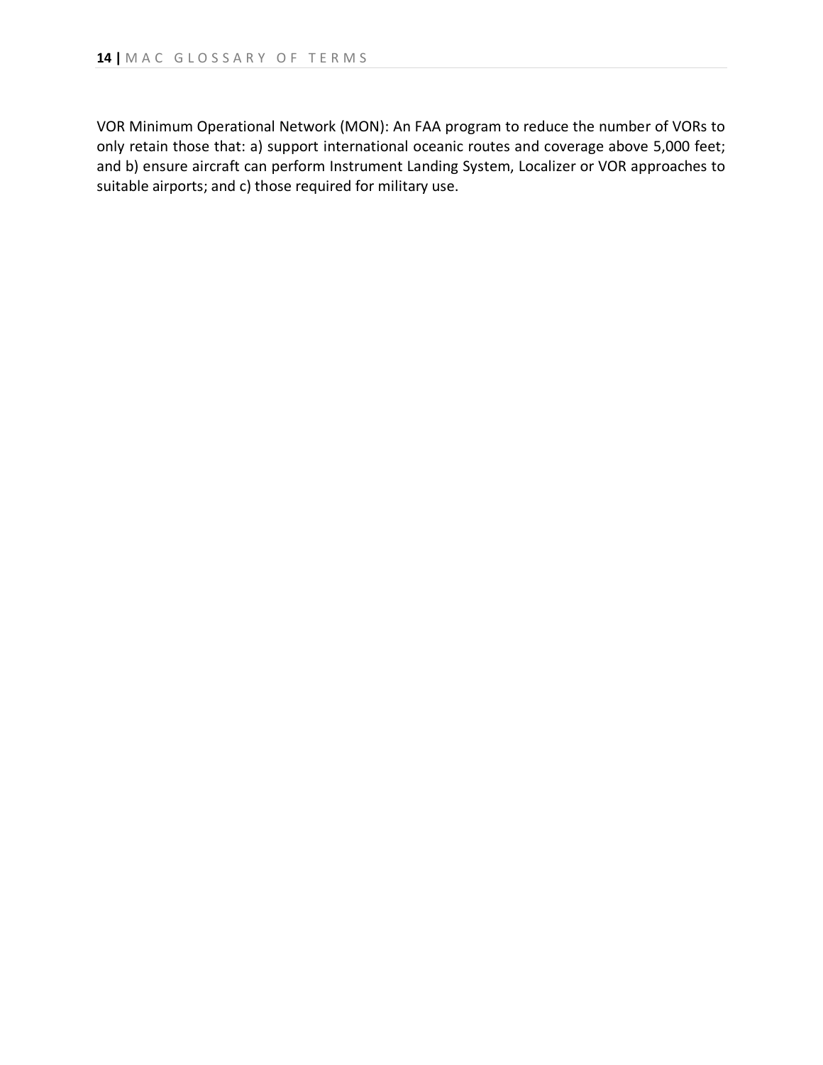VOR Minimum Operational Network (MON): An FAA program to reduce the number of VORs to only retain those that: a) support international oceanic routes and coverage above 5,000 feet; and b) ensure aircraft can perform Instrument Landing System, Localizer or VOR approaches to suitable airports; and c) those required for military use.